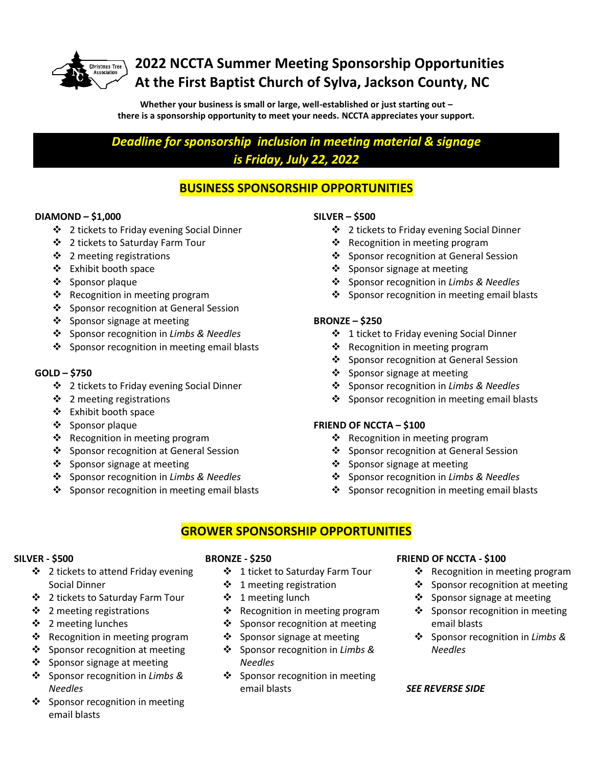# 2022 NCCTA Summer Meeting Sponsorship Opportunities
# At the First Baptist Church of Sylva, Jackson County, NC

**Whether your business is small or large, well-established or just starting out – there is a sponsorship opportunity to meet your needs. NCCTA appreciates your support.**

***Deadline for sponsorship inclusion in meeting material & signage is Friday, July 22, 2022***

## BUSINESS SPONSORSHIP OPPORTUNITIES

**DIAMOND – $1,000**

- 2 tickets to Friday evening Social Dinner
- 2 tickets to Saturday Farm Tour
- 2 meeting registrations
- Exhibit booth space
- Sponsor plaque
- Recognition in meeting program
- Sponsor recognition at General Session
- Sponsor signage at meeting
- Sponsor recognition in *Limbs & Needles*
- Sponsor recognition in meeting email blasts

**GOLD – $750**

- 2 tickets to Friday evening Social Dinner
- 2 meeting registrations
- Exhibit booth space
- Sponsor plaque
- Recognition in meeting program
- Sponsor recognition at General Session
- Sponsor signage at meeting
- Sponsor recognition in *Limbs & Needles*
- Sponsor recognition in meeting email blasts

**SILVER – $500**

- 2 tickets to Friday evening Social Dinner
- Recognition in meeting program
- Sponsor recognition at General Session
- Sponsor signage at meeting
- Sponsor recognition in *Limbs & Needles*
- Sponsor recognition in meeting email blasts

**BRONZE – $250**

- 1 ticket to Friday evening Social Dinner
- Recognition in meeting program
- Sponsor recognition at General Session
- Sponsor signage at meeting
- Sponsor recognition in *Limbs & Needles*
- Sponsor recognition in meeting email blasts

**FRIEND OF NCCTA – $100**

- Recognition in meeting program
- Sponsor recognition at General Session
- Sponsor signage at meeting
- Sponsor recognition in *Limbs & Needles*
- Sponsor recognition in meeting email blasts

## GROWER SPONSORSHIP OPPORTUNITIES

**SILVER - $500**

- 2 tickets to attend Friday evening Social Dinner
- 2 tickets to Saturday Farm Tour
- 2 meeting registrations
- 2 meeting lunches
- Recognition in meeting program
- Sponsor recognition at meeting
- Sponsor signage at meeting
- Sponsor recognition in *Limbs & Needles*
- Sponsor recognition in meeting email blasts

**BRONZE - $250**

- 1 ticket to Saturday Farm Tour
- 1 meeting registration
- 1 meeting lunch
- Recognition in meeting program
- Sponsor recognition at meeting
- Sponsor signage at meeting
- Sponsor recognition in *Limbs & Needles*
- Sponsor recognition in meeting email blasts

**FRIEND OF NCCTA - $100**

- Recognition in meeting program
- Sponsor recognition at meeting
- Sponsor signage at meeting
- Sponsor recognition in meeting email blasts
- Sponsor recognition in *Limbs & Needles*

***SEE REVERSE SIDE***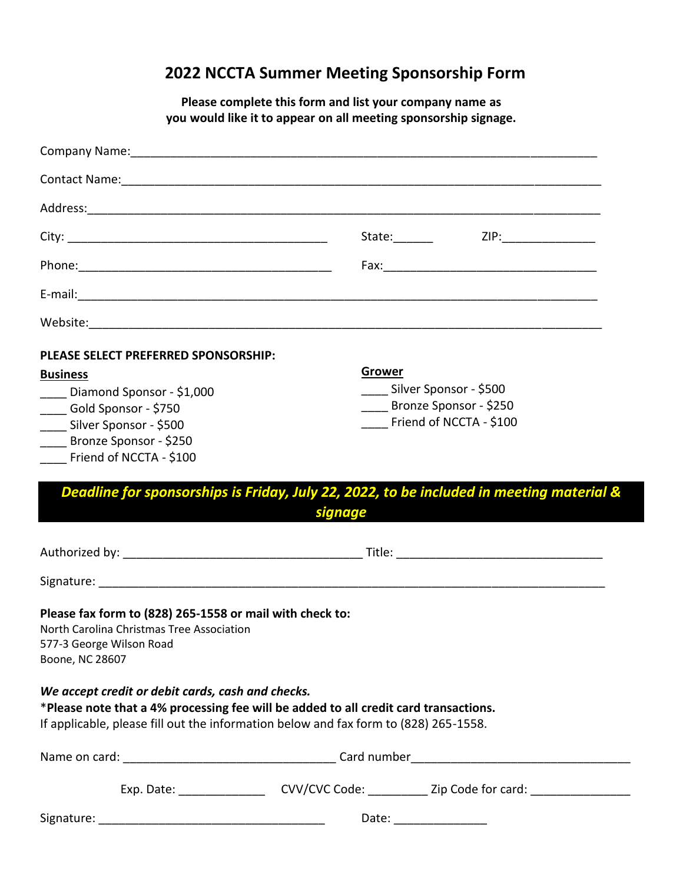# 2022 NCCTA Summer Meeting Sponsorship Form

**Please complete this form and list your company name as you would like it to appear on all meeting sponsorship signage.**

Company Name:___________________________________________________________________________

Contact Name:___________________________________________________________________________

Address:________________________________________________________________________________

City: _________________________________________ State:______ ZIP:______________

Phone:________________________________________ Fax:_________________________________

E-mail:_________________________________________________________________________________

Website:________________________________________________________________________________

**PLEASE SELECT PREFERRED SPONSORSHIP:**

**Business**

____ Diamond Sponsor - $1,000
____ Gold Sponsor - $750
____ Silver Sponsor - $500
____ Bronze Sponsor - $250
____ Friend of NCCTA - $100

**Grower**

____ Silver Sponsor - $500
____ Bronze Sponsor - $250
____ Friend of NCCTA - $100

***Deadline for sponsorships is Friday, July 22, 2022, to be included in meeting material & signage***

Authorized by: ____________________________________ Title: ______________________________

Signature: _______________________________________________________________________________

**Please fax form to (828) 265-1558 or mail with check to:**
North Carolina Christmas Tree Association
577-3 George Wilson Road
Boone, NC 28607

***We accept credit or debit cards, cash and checks.***
\***Please note that a 4% processing fee will be added to all credit card transactions.**
If applicable, please fill out the information below and fax form to (828) 265-1558.

Name on card: ________________________________ Card number_________________________________

Exp. Date: _____________ CVV/CVC Code: _________ Zip Code for card: _______________

Signature: __________________________________ Date: ______________